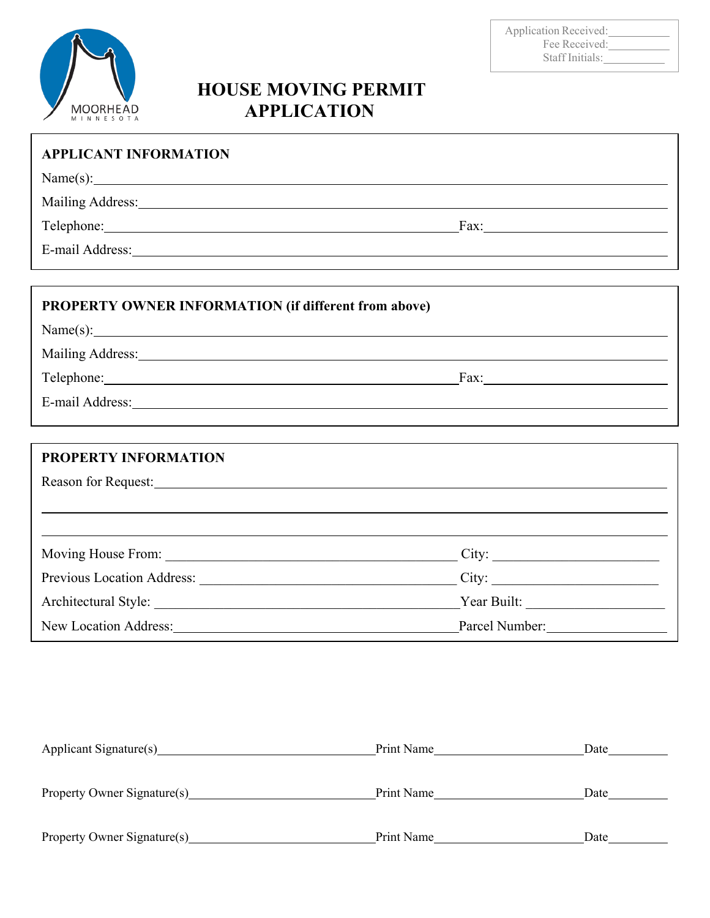MOORHEAD
MINNESOTA

Application Received:__________
Fee Received:__________
Staff Initials:__________

# HOUSE MOVING PERMIT APPLICATION

## APPLICANT INFORMATION

Name(s):______________________________

Mailing Address:______________________________

Telephone:______________________________ Fax:______________________________

E-mail Address:______________________________

## PROPERTY OWNER INFORMATION (if different from above)

Name(s):______________________________

Mailing Address:______________________________

Telephone:______________________________ Fax:______________________________

E-mail Address:______________________________

## PROPERTY INFORMATION

Reason for Request:______________________________

______________________________

______________________________

Moving House From: ______________________________ City: ______________________________

Previous Location Address: ______________________________ City: ______________________________

Architectural Style: ______________________________ Year Built: ______________________________

New Location Address:______________________________ Parcel Number:______________________________

Applicant Signature(s)______________________________ Print Name______________________________ Date__________

Property Owner Signature(s)______________________________ Print Name______________________________ Date__________

Property Owner Signature(s)______________________________ Print Name______________________________ Date__________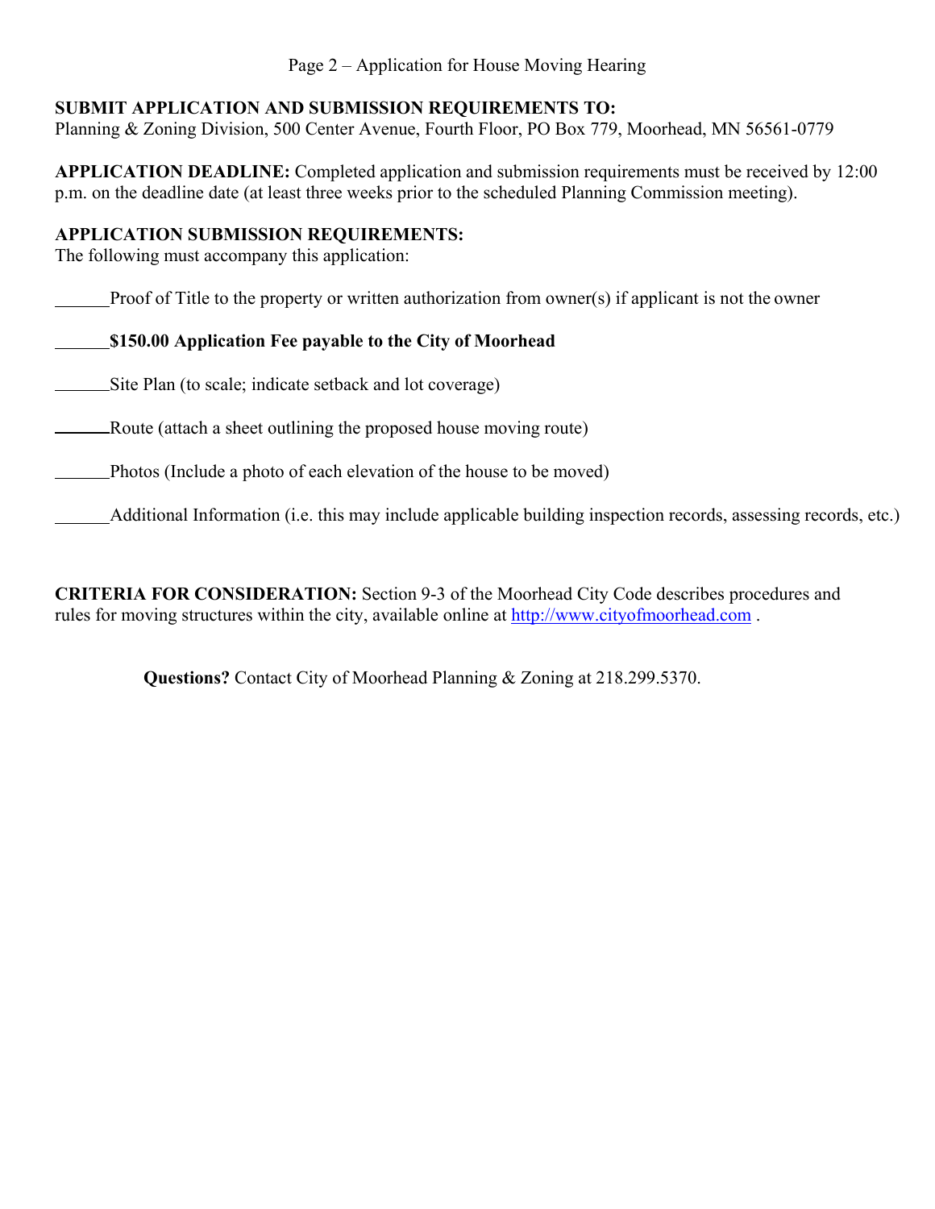Page 2 – Application for House Moving Hearing

**SUBMIT APPLICATION AND SUBMISSION REQUIREMENTS TO:**
Planning & Zoning Division, 500 Center Avenue, Fourth Floor, PO Box 779, Moorhead, MN 56561-0779

**APPLICATION DEADLINE:** Completed application and submission requirements must be received by 12:00 p.m. on the deadline date (at least three weeks prior to the scheduled Planning Commission meeting).

**APPLICATION SUBMISSION REQUIREMENTS:**
The following must accompany this application:

______Proof of Title to the property or written authorization from owner(s) if applicant is not the owner

______**$150.00 Application Fee payable to the City of Moorhead**

______Site Plan (to scale; indicate setback and lot coverage)

______Route (attach a sheet outlining the proposed house moving route)

______Photos (Include a photo of each elevation of the house to be moved)

______Additional Information (i.e. this may include applicable building inspection records, assessing records, etc.)

**CRITERIA FOR CONSIDERATION:** Section 9-3 of the Moorhead City Code describes procedures and rules for moving structures within the city, available online at [http://www.cityofmoorhead.com](http://www.cityofmoorhead.com) .

**Questions?** Contact City of Moorhead Planning & Zoning at 218.299.5370.